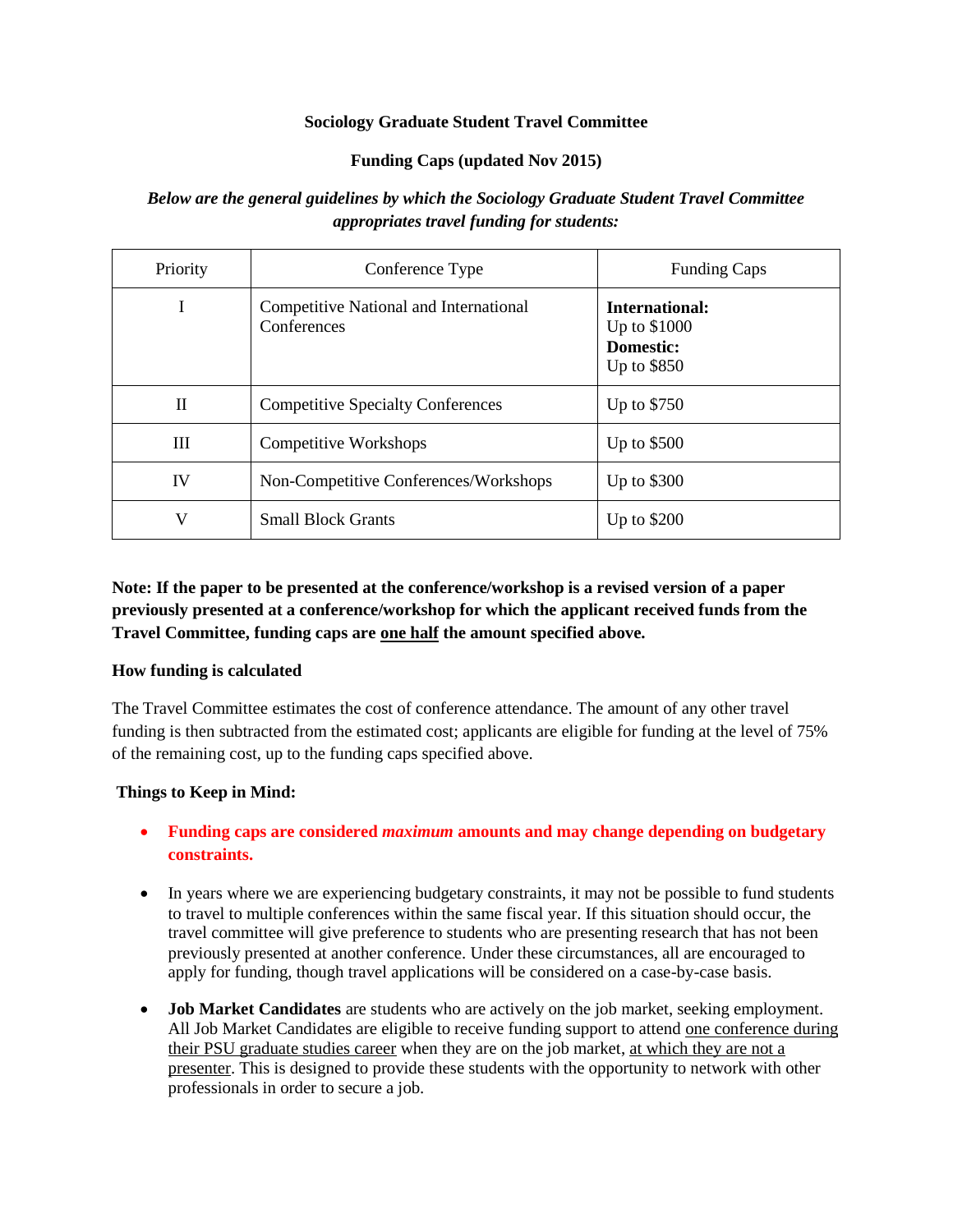**Sociology Graduate Student Travel Committee**

**Funding Caps (updated Nov 2015)**

***Below are the general guidelines by which the Sociology Graduate Student Travel Committee appropriates travel funding for students:***

| Priority | Conference Type | Funding Caps |
| --- | --- | --- |
| I | Competitive National and International Conferences | **International:** Up to $1000 **Domestic:** Up to $850 |
| II | Competitive Specialty Conferences | Up to $750 |
| III | Competitive Workshops | Up to $500 |
| IV | Non-Competitive Conferences/Workshops | Up to $300 |
| V | Small Block Grants | Up to $200 |

**Note: If the paper to be presented at the conference/workshop is a revised version of a paper previously presented at a conference/workshop for which the applicant received funds from the Travel Committee, funding caps are <u>one half</u> the amount specified above.**

**How funding is calculated**

The Travel Committee estimates the cost of conference attendance. The amount of any other travel funding is then subtracted from the estimated cost; applicants are eligible for funding at the level of 75% of the remaining cost, up to the funding caps specified above.

**Things to Keep in Mind:**

- **Funding caps are considered *maximum* amounts and may change depending on budgetary constraints.**
- In years where we are experiencing budgetary constraints, it may not be possible to fund students to travel to multiple conferences within the same fiscal year. If this situation should occur, the travel committee will give preference to students who are presenting research that has not been previously presented at another conference. Under these circumstances, all are encouraged to apply for funding, though travel applications will be considered on a case-by-case basis.
- **Job Market Candidates** are students who are actively on the job market, seeking employment. All Job Market Candidates are eligible to receive funding support to attend <u>one conference during their PSU graduate studies career</u> when they are on the job market, <u>at which they are not a presenter</u>. This is designed to provide these students with the opportunity to network with other professionals in order to secure a job.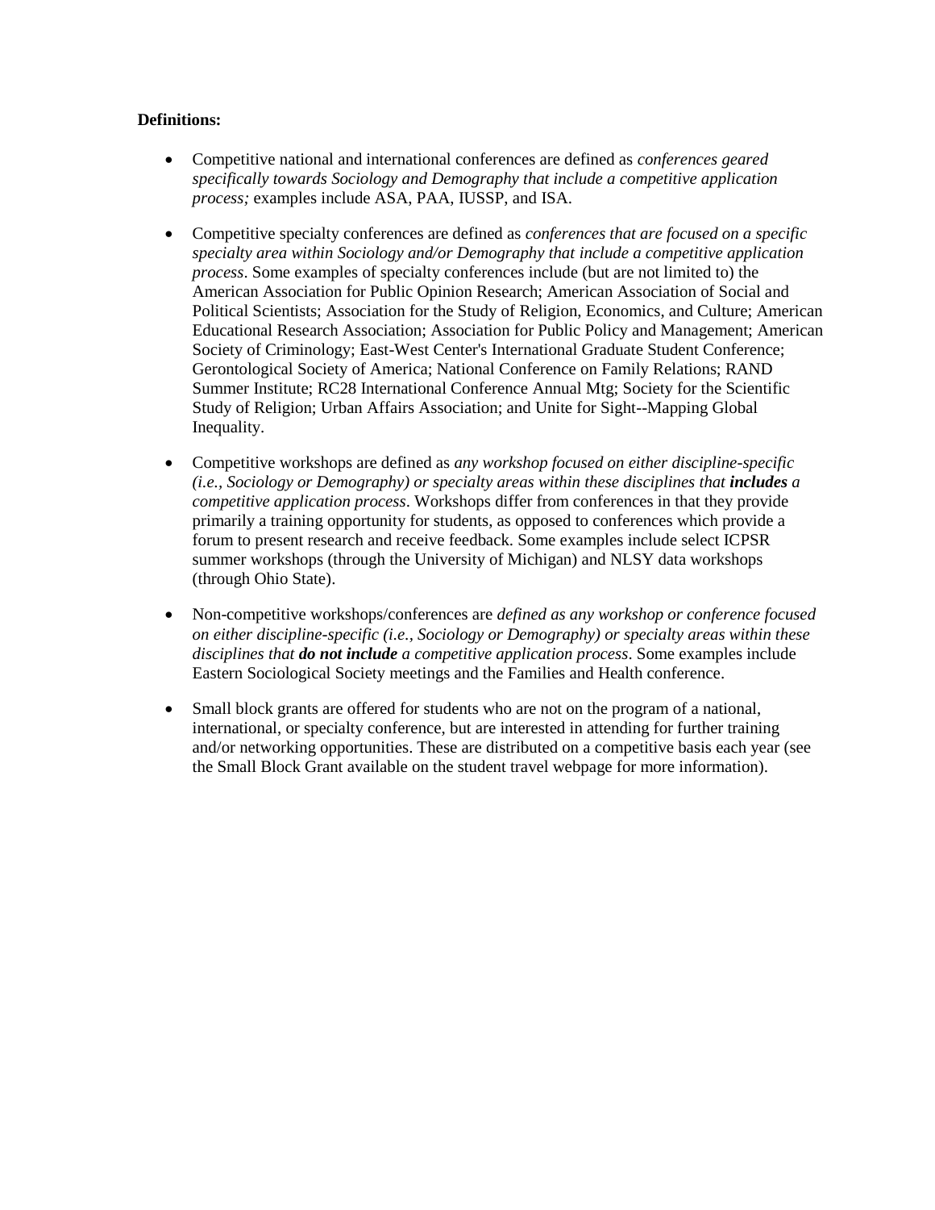**Definitions:**

- Competitive national and international conferences are defined as *conferences geared specifically towards Sociology and Demography that include a competitive application process;* examples include ASA, PAA, IUSSP, and ISA.

- Competitive specialty conferences are defined as *conferences that are focused on a specific specialty area within Sociology and/or Demography that include a competitive application process*. Some examples of specialty conferences include (but are not limited to) the American Association for Public Opinion Research; American Association of Social and Political Scientists; Association for the Study of Religion, Economics, and Culture; American Educational Research Association; Association for Public Policy and Management; American Society of Criminology; East-West Center's International Graduate Student Conference; Gerontological Society of America; National Conference on Family Relations; RAND Summer Institute; RC28 International Conference Annual Mtg; Society for the Scientific Study of Religion; Urban Affairs Association; and Unite for Sight--Mapping Global Inequality.

- Competitive workshops are defined as *any workshop focused on either discipline-specific (i.e., Sociology or Demography) or specialty areas within these disciplines that **includes** a competitive application process*. Workshops differ from conferences in that they provide primarily a training opportunity for students, as opposed to conferences which provide a forum to present research and receive feedback. Some examples include select ICPSR summer workshops (through the University of Michigan) and NLSY data workshops (through Ohio State).

- Non-competitive workshops/conferences are *defined as any workshop or conference focused on either discipline-specific (i.e., Sociology or Demography) or specialty areas within these disciplines that **do not include** a competitive application process*. Some examples include Eastern Sociological Society meetings and the Families and Health conference.

- Small block grants are offered for students who are not on the program of a national, international, or specialty conference, but are interested in attending for further training and/or networking opportunities. These are distributed on a competitive basis each year (see the Small Block Grant available on the student travel webpage for more information).